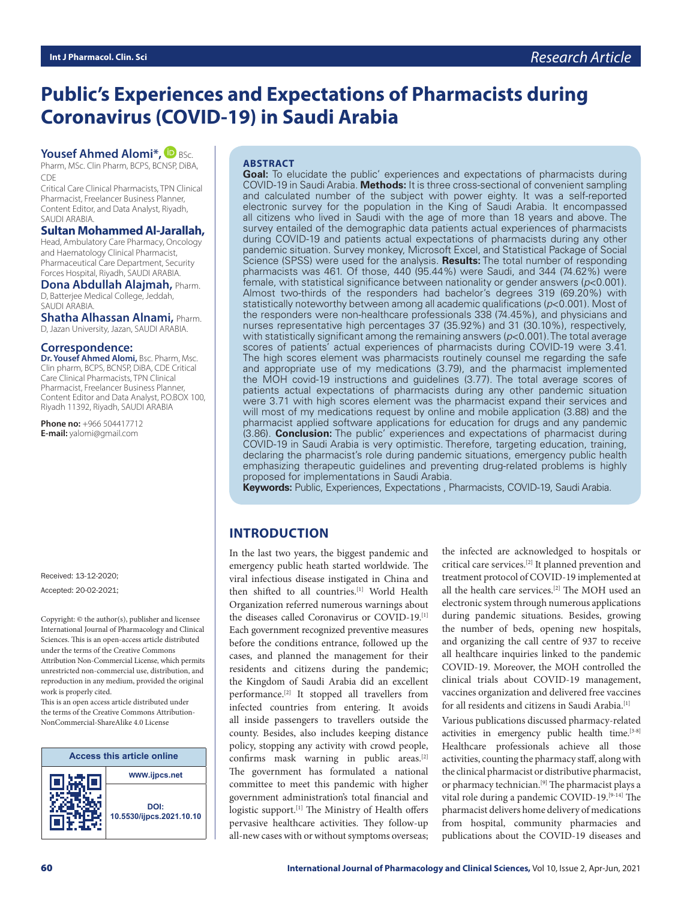# Public's Experiences and Expectations of Pharmacists during Coronavirus (COVID-19) in Saudi Arabia

**Yousef Ahmed Alomi\***, BSc. Pharm, MSc. Clin Pharm, BCPS, BCNSP, DiBA, CDE

Critical Care Clinical Pharmacists, TPN Clinical Pharmacist, Freelancer Business Planner, Content Editor, and Data Analyst, Riyadh, SAUDI ARABIA.

**Sultan Mohammed Al-Jarallah,** Head, Ambulatory Care Pharmacy, Oncology and Haematology Clinical Pharmacist, Pharmaceutical Care Department, Security Forces Hospital, Riyadh, SAUDI ARABIA.

**Dona Abdullah Alajmah,** Pharm. D, Batterjee Medical College, Jeddah, SAUDI ARABIA.

**Shatha Alhassan Alnami,** Pharm. D, Jazan University, Jazan, SAUDI ARABIA.

**Correspondence:**

**Dr. Yousef Ahmed Alomi,** Bsc. Pharm, Msc. Clin pharm, BCPS, BCNSP, DiBA, CDE Critical Care Clinical Pharmacists, TPN Clinical Pharmacist, Freelancer Business Planner, Content Editor and Data Analyst, P.O.BOX 100, Riyadh 11392, Riyadh, SAUDI ARABIA

**Phone no:** +966 504417712

**E-mail:** yalomi@gmail.com

Received: 13-12-2020;

Accepted: 20-02-2021;

Copyright: © the author(s), publisher and licensee International Journal of Pharmacology and Clinical Sciences. This is an open-access article distributed under the terms of the Creative Commons Attribution Non-Commercial License, which permits unrestricted non-commercial use, distribution, and reproduction in any medium, provided the original work is properly cited.

This is an open access article distributed under the terms of the Creative Commons Attribution-NonCommercial-ShareAlike 4.0 License

**Access this article online**

www.ijpcs.net

DOI: 10.5530/ijpcs.2021.10.10

## ABSTRACT

**Goal:** To elucidate the public' experiences and expectations of pharmacists during COVID-19 in Saudi Arabia. **Methods:** It is three cross-sectional of convenient sampling and calculated number of the subject with power eighty. It was a self-reported electronic survey for the population in the King of Saudi Arabia. It encompassed all citizens who lived in Saudi with the age of more than 18 years and above. The survey entailed of the demographic data patients actual experiences of pharmacists during COVID-19 and patients actual expectations of pharmacists during any other pandemic situation. Survey monkey, Microsoft Excel, and Statistical Package of Social Science (SPSS) were used for the analysis. **Results:** The total number of responding pharmacists was 461. Of those, 440 (95.44%) were Saudi, and 344 (74.62%) were female, with statistical significance between nationality or gender answers ($p$<0.001). Almost two-thirds of the responders had bachelor's degrees 319 (69.20%) with statistically noteworthy between among all academic qualifications ($p$<0.001). Most of the responders were non-healthcare professionals 338 (74.45%), and physicians and nurses representative high percentages 37 (35.92%) and 31 (30.10%), respectively, with statistically significant among the remaining answers ($p$<0.001). The total average scores of patients' actual experiences of pharmacists during COVID-19 were 3.41. The high scores element was pharmacists routinely counsel me regarding the safe and appropriate use of my medications (3.79), and the pharmacist implemented the MOH covid-19 instructions and guidelines (3.77). The total average scores of patients actual expectations of pharmacists during any other pandemic situation were 3.71 with high scores element was the pharmacist expand their services and will most of my medications request by online and mobile application (3.88) and the pharmacist applied software applications for education for drugs and any pandemic (3.86). **Conclusion:** The public' experiences and expectations of pharmacist during COVID-19 in Saudi Arabia is very optimistic. Therefore, targeting education, training, declaring the pharmacist's role during pandemic situations, emergency public health emphasizing therapeutic guidelines and preventing drug-related problems is highly proposed for implementations in Saudi Arabia.

**Keywords:** Public, Experiences, Expectations , Pharmacists, COVID-19, Saudi Arabia.

## INTRODUCTION

In the last two years, the biggest pandemic and emergency public heath started worldwide. The viral infectious disease instigated in China and then shifted to all countries.[1] World Health Organization referred numerous warnings about the diseases called Coronavirus or COVID-19.[1] Each government recognized preventive measures before the conditions entrance, followed up the cases, and planned the management for their residents and citizens during the pandemic; the Kingdom of Saudi Arabia did an excellent performance.[2] It stopped all travellers from infected countries from entering. It avoids all inside passengers to travellers outside the county. Besides, also includes keeping distance policy, stopping any activity with crowd people, confirms mask warning in public areas.[2] The government has formulated a national committee to meet this pandemic with higher government administration's total financial and logistic support.[1] The Ministry of Health offers pervasive healthcare activities. They follow-up all-new cases with or without symptoms overseas; the infected are acknowledged to hospitals or critical care services.[2] It planned prevention and treatment protocol of COVID-19 implemented at all the health care services.[2] The MOH used an electronic system through numerous applications during pandemic situations. Besides, growing the number of beds, opening new hospitals, and organizing the call centre of 937 to receive all healthcare inquiries linked to the pandemic COVID-19. Moreover, the MOH controlled the clinical trials about COVID-19 management, vaccines organization and delivered free vaccines for all residents and citizens in Saudi Arabia.[1]

Various publications discussed pharmacy-related activities in emergency public health time.[3-8] Healthcare professionals achieve all those activities, counting the pharmacy staff, along with the clinical pharmacist or distributive pharmacist, or pharmacy technician.[9] The pharmacist plays a vital role during a pandemic COVID-19.[9-14] The pharmacist delivers home delivery of medications from hospital, community pharmacies and publications about the COVID-19 diseases and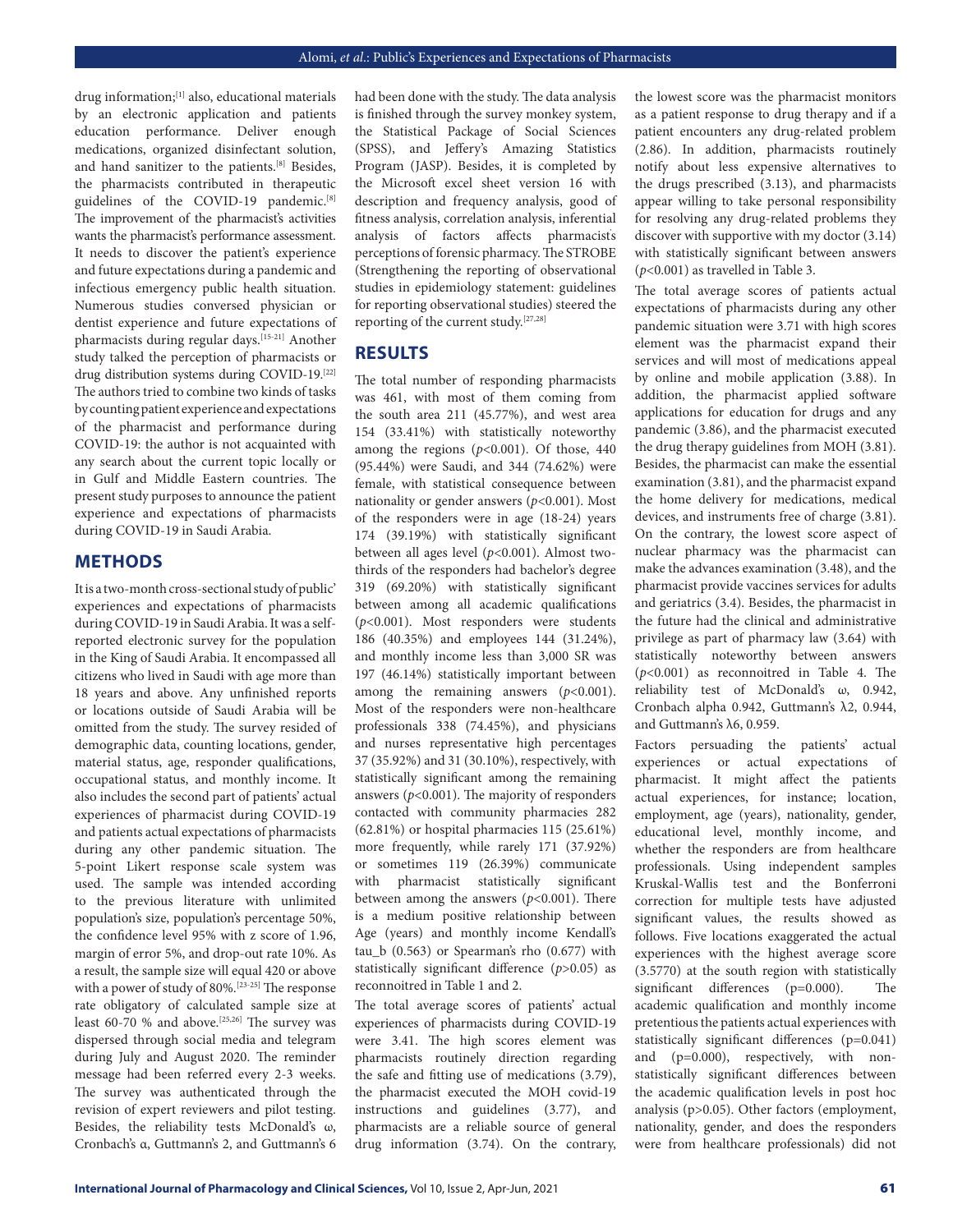drug information;[1] also, educational materials by an electronic application and patients education performance. Deliver enough medications, organized disinfectant solution, and hand sanitizer to the patients.[8] Besides, the pharmacists contributed in therapeutic guidelines of the COVID-19 pandemic.[8] The improvement of the pharmacist's activities wants the pharmacist's performance assessment. It needs to discover the patient's experience and future expectations during a pandemic and infectious emergency public health situation. Numerous studies conversed physician or dentist experience and future expectations of pharmacists during regular days.[15-21] Another study talked the perception of pharmacists or drug distribution systems during COVID-19.[22] The authors tried to combine two kinds of tasks by counting patient experience and expectations of the pharmacist and performance during COVID-19: the author is not acquainted with any search about the current topic locally or in Gulf and Middle Eastern countries. The present study purposes to announce the patient experience and expectations of pharmacists during COVID-19 in Saudi Arabia.

## METHODS

It is a two-month cross-sectional study of public' experiences and expectations of pharmacists during COVID-19 in Saudi Arabia. It was a self-reported electronic survey for the population in the King of Saudi Arabia. It encompassed all citizens who lived in Saudi with age more than 18 years and above. Any unfinished reports or locations outside of Saudi Arabia will be omitted from the study. The survey resided of demographic data, counting locations, gender, material status, age, responder qualifications, occupational status, and monthly income. It also includes the second part of patients' actual experiences of pharmacist during COVID-19 and patients actual expectations of pharmacists during any other pandemic situation. The 5-point Likert response scale system was used. The sample was intended according to the previous literature with unlimited population's size, population's percentage 50%, the confidence level 95% with z score of 1.96, margin of error 5%, and drop-out rate 10%. As a result, the sample size will equal 420 or above with a power of study of 80%.[23-25] The response rate obligatory of calculated sample size at least 60-70 % and above.[25,26] The survey was dispersed through social media and telegram during July and August 2020. The reminder message had been referred every 2-3 weeks. The survey was authenticated through the revision of expert reviewers and pilot testing. Besides, the reliability tests McDonald's ω, Cronbach's α, Guttmann's 2, and Guttmann's 6 had been done with the study. The data analysis is finished through the survey monkey system, the Statistical Package of Social Sciences (SPSS), and Jeffery's Amazing Statistics Program (JASP). Besides, it is completed by the Microsoft excel sheet version 16 with description and frequency analysis, good of fitness analysis, correlation analysis, inferential analysis of factors affects pharmacists perceptions of forensic pharmacy. The STROBE (Strengthening the reporting of observational studies in epidemiology statement: guidelines for reporting observational studies) steered the reporting of the current study.[27,28]

## RESULTS

The total number of responding pharmacists was 461, with most of them coming from the south area 211 (45.77%), and west area 154 (33.41%) with statistically noteworthy among the regions ($p<0.001$). Of those, 440 (95.44%) were Saudi, and 344 (74.62%) were female, with statistical consequence between nationality or gender answers ($p<0.001$). Most of the responders were in age (18-24) years 174 (39.19%) with statistically significant between all ages level ($p<0.001$). Almost two-thirds of the responders had bachelor's degree 319 (69.20%) with statistically significant between among all academic qualifications ($p<0.001$). Most responders were students 186 (40.35%) and employees 144 (31.24%), and monthly income less than 3,000 SR was 197 (46.14%) statistically important between among the remaining answers ($p<0.001$). Most of the responders were non-healthcare professionals 338 (74.45%), and physicians and nurses representative high percentages 37 (35.92%) and 31 (30.10%), respectively, with statistically significant among the remaining answers ($p<0.001$). The majority of responders contacted with community pharmacies 282 (62.81%) or hospital pharmacies 115 (25.61%) more frequently, while rarely 171 (37.92%) or sometimes 119 (26.39%) communicate with pharmacist statistically significant between among the answers ($p<0.001$). There is a medium positive relationship between Age (years) and monthly income Kendall's tau_b (0.563) or Spearman's rho (0.677) with statistically significant difference ($p>0.05$) as reconnoitred in Table 1 and 2.

The total average scores of patients' actual experiences of pharmacists during COVID-19 were 3.41. The high scores element was pharmacists routinely direction regarding the safe and fitting use of medications (3.79), the pharmacist executed the MOH covid-19 instructions and guidelines (3.77), and pharmacists are a reliable source of general drug information (3.74). On the contrary, the lowest score was the pharmacist monitors as a patient response to drug therapy and if a patient encounters any drug-related problem (2.86). In addition, pharmacists routinely notify about less expensive alternatives to the drugs prescribed (3.13), and pharmacists appear willing to take personal responsibility for resolving any drug-related problems they discover with supportive with my doctor (3.14) with statistically significant between answers ($p<0.001$) as travelled in Table 3.

The total average scores of patients actual expectations of pharmacists during any other pandemic situation were 3.71 with high scores element was the pharmacist expand their services and will most of medications appeal by online and mobile application (3.88). In addition, the pharmacist applied software applications for education for drugs and any pandemic (3.86), and the pharmacist executed the drug therapy guidelines from MOH (3.81). Besides, the pharmacist can make the essential examination (3.81), and the pharmacist expand the home delivery for medications, medical devices, and instruments free of charge (3.81). On the contrary, the lowest score aspect of nuclear pharmacy was the pharmacist can make the advances examination (3.48), and the pharmacist provide vaccines services for adults and geriatrics (3.4). Besides, the pharmacist in the future had the clinical and administrative privilege as part of pharmacy law (3.64) with statistically noteworthy between answers ($p<0.001$) as reconnoitred in Table 4. The reliability test of McDonald's ω, 0.942, Cronbach alpha 0.942, Guttmann's λ2, 0.944, and Guttmann's λ6, 0.959.

Factors persuading the patients' actual experiences or actual expectations of pharmacist. It might affect the patients actual experiences, for instance; location, employment, age (years), nationality, gender, educational level, monthly income, and whether the responders are from healthcare professionals. Using independent samples Kruskal-Wallis test and the Bonferroni correction for multiple tests have adjusted significant values, the results showed as follows. Five locations exaggerated the actual experiences with the highest average score (3.5770) at the south region with statistically significant differences (p=0.000). The academic qualification and monthly income pretentious the patients actual experiences with statistically significant differences (p=0.041) and (p=0.000), respectively, with non-statistically significant differences between the academic qualification levels in post hoc analysis (p>0.05). Other factors (employment, nationality, gender, and does the responders were from healthcare professionals) did not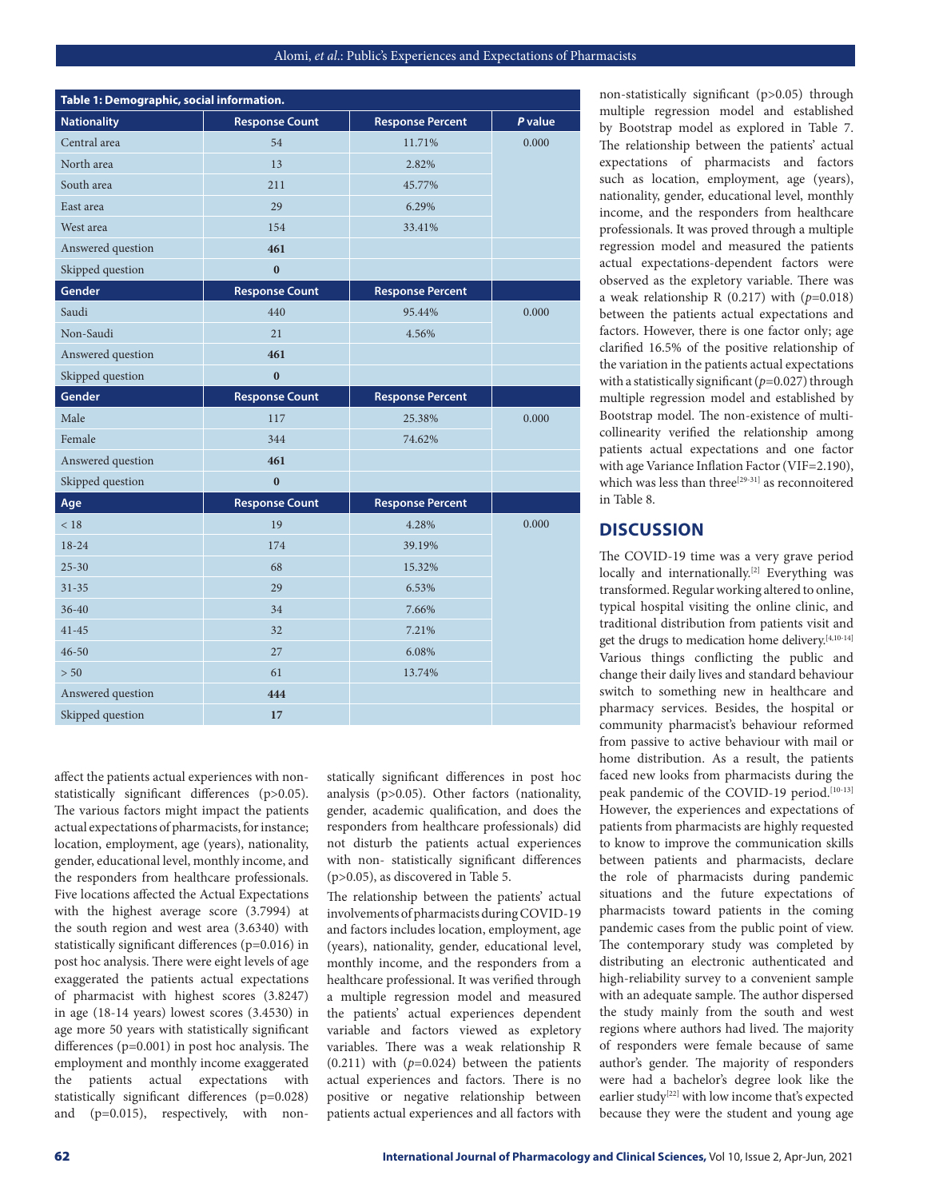**Table 1: Demographic, social information.**

| Nationality | Response Count | Response Percent | *P* value |
|---|---|---|---|
| Central area | 54 | 11.71% | 0.000 |
| North area | 13 | 2.82% | |
| South area | 211 | 45.77% | |
| East area | 29 | 6.29% | |
| West area | 154 | 33.41% | |
| Answered question | **461** | | |
| Skipped question | **0** | | |
| **Gender** | **Response Count** | **Response Percent** | |
| Saudi | 440 | 95.44% | 0.000 |
| Non-Saudi | 21 | 4.56% | |
| Answered question | **461** | | |
| Skipped question | **0** | | |
| **Gender** | **Response Count** | **Response Percent** | |
| Male | 117 | 25.38% | 0.000 |
| Female | 344 | 74.62% | |
| Answered question | **461** | | |
| Skipped question | **0** | | |
| **Age** | **Response Count** | **Response Percent** | |
| < 18 | 19 | 4.28% | 0.000 |
| 18-24 | 174 | 39.19% | |
| 25-30 | 68 | 15.32% | |
| 31-35 | 29 | 6.53% | |
| 36-40 | 34 | 7.66% | |
| 41-45 | 32 | 7.21% | |
| 46-50 | 27 | 6.08% | |
| > 50 | 61 | 13.74% | |
| Answered question | **444** | | |
| Skipped question | **17** | | |

affect the patients actual experiences with non-statistically significant differences (p>0.05). The various factors might impact the patients actual expectations of pharmacists, for instance; location, employment, age (years), nationality, gender, educational level, monthly income, and the responders from healthcare professionals. Five locations affected the Actual Expectations with the highest average score (3.7994) at the south region and west area (3.6340) with statistically significant differences (p=0.016) in post hoc analysis. There were eight levels of age exaggerated the patients actual expectations of pharmacist with highest scores (3.8247) in age (18-14 years) lowest scores (3.4530) in age more 50 years with statistically significant differences (p=0.001) in post hoc analysis. The employment and monthly income exaggerated the patients actual expectations with statistically significant differences (p=0.028) and (p=0.015), respectively, with non-statically significant differences in post hoc analysis (p>0.05). Other factors (nationality, gender, academic qualification, and does the responders from healthcare professionals) did not disturb the patients actual experiences with non- statistically significant differences (p>0.05), as discovered in Table 5.

The relationship between the patients' actual involvements of pharmacists during COVID-19 and factors includes location, employment, age (years), nationality, gender, educational level, monthly income, and the responders from a healthcare professional. It was verified through a multiple regression model and measured the patients' actual experiences dependent variable and factors viewed as expletory variables. There was a weak relationship R (0.211) with (*p*=0.024) between the patients actual experiences and factors. There is no positive or negative relationship between patients actual experiences and all factors with non-statistically significant (p>0.05) through multiple regression model and established by Bootstrap model as explored in Table 7. The relationship between the patients' actual expectations of pharmacists and factors such as location, employment, age (years), nationality, gender, educational level, monthly income, and the responders from healthcare professionals. It was proved through a multiple regression model and measured the patients actual expectations-dependent factors were observed as the expletory variable. There was a weak relationship R (0.217) with (*p*=0.018) between the patients actual expectations and factors. However, there is one factor only; age clarified 16.5% of the positive relationship of the variation in the patients actual expectations with a statistically significant (*p*=0.027) through multiple regression model and established by Bootstrap model. The non-existence of multi-collinearity verified the relationship among patients actual expectations and one factor with age Variance Inflation Factor (VIF=2.190), which was less than three[29-31] as reconnoitered in Table 8.

## DISCUSSION

The COVID-19 time was a very grave period locally and internationally.[2] Everything was transformed. Regular working altered to online, typical hospital visiting the online clinic, and traditional distribution from patients visit and get the drugs to medication home delivery.[4,10-14] Various things conflicting the public and change their daily lives and standard behaviour switch to something new in healthcare and pharmacy services. Besides, the hospital or community pharmacist's behaviour reformed from passive to active behaviour with mail or home distribution. As a result, the patients faced new looks from pharmacists during the peak pandemic of the COVID-19 period.[10-13] However, the experiences and expectations of patients from pharmacists are highly requested to know to improve the communication skills between patients and pharmacists, declare the role of pharmacists during pandemic situations and the future expectations of pharmacists toward patients in the coming pandemic cases from the public point of view. The contemporary study was completed by distributing an electronic authenticated and high-reliability survey to a convenient sample with an adequate sample. The author dispersed the study mainly from the south and west regions where authors had lived. The majority of responders were female because of same author's gender. The majority of responders were had a bachelor's degree look like the earlier study[22] with low income that's expected because they were the student and young age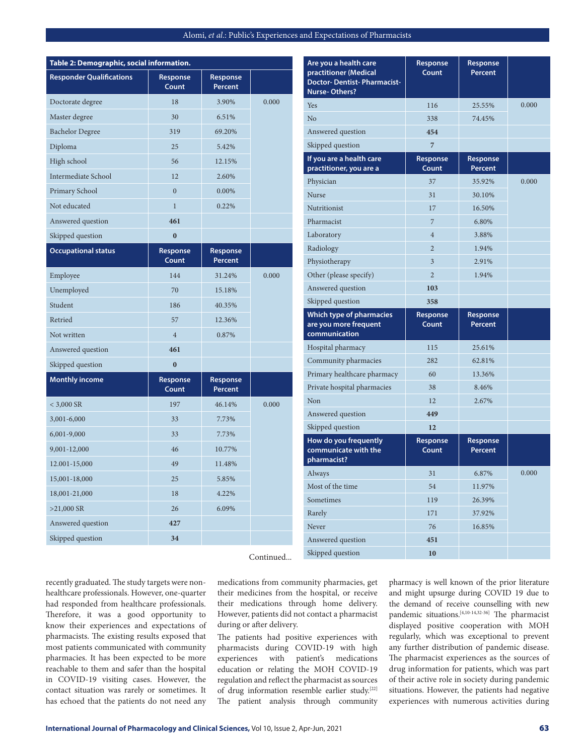**Table 2: Demographic, social information.**

| Responder Qualifications | Response Count | Response Percent | |
|---|---|---|---|
| Doctorate degree | 18 | 3.90% | 0.000 |
| Master degree | 30 | 6.51% | |
| Bachelor Degree | 319 | 69.20% | |
| Diploma | 25 | 5.42% | |
| High school | 56 | 12.15% | |
| Intermediate School | 12 | 2.60% | |
| Primary School | 0 | 0.00% | |
| Not educated | 1 | 0.22% | |
| Answered question | **461** | | |
| Skipped question | **0** | | |
| **Occupational status** | **Response Count** | **Response Percent** | |
| Employee | 144 | 31.24% | 0.000 |
| Unemployed | 70 | 15.18% | |
| Student | 186 | 40.35% | |
| Retried | 57 | 12.36% | |
| Not written | 4 | 0.87% | |
| Answered question | **461** | | |
| Skipped question | **0** | | |
| **Monthly income** | **Response Count** | **Response Percent** | |
| < 3,000 SR | 197 | 46.14% | 0.000 |
| 3,001-6,000 | 33 | 7.73% | |
| 6,001-9,000 | 33 | 7.73% | |
| 9,001-12,000 | 46 | 10.77% | |
| 12.001-15,000 | 49 | 11.48% | |
| 15,001-18,000 | 25 | 5.85% | |
| 18,001-21,000 | 18 | 4.22% | |
| >21,000 SR | 26 | 6.09% | |
| Answered question | **427** | | |
| Skipped question | **34** | | |
| **Are you a health care practitioner (Medical Doctor- Dentist- Pharmacist- Nurse- Others?** | **Response Count** | **Response Percent** | |
| Yes | 116 | 25.55% | 0.000 |
| No | 338 | 74.45% | |
| Answered question | **454** | | |
| Skipped question | **7** | | |
| **If you are a health care practitioner, you are a** | **Response Count** | **Response Percent** | |
| Physician | 37 | 35.92% | 0.000 |
| Nurse | 31 | 30.10% | |
| Nutritionist | 17 | 16.50% | |
| Pharmacist | 7 | 6.80% | |
| Laboratory | 4 | 3.88% | |
| Radiology | 2 | 1.94% | |
| Physiotherapy | 3 | 2.91% | |
| Other (please specify) | 2 | 1.94% | |
| Answered question | **103** | | |
| Skipped question | **358** | | |
| **Which type of pharmacies are you more frequent communication** | **Response Count** | **Response Percent** | |
| Hospital pharmacy | 115 | 25.61% | |
| Community pharmacies | 282 | 62.81% | |
| Primary healthcare pharmacy | 60 | 13.36% | |
| Private hospital pharmacies | 38 | 8.46% | |
| Non | 12 | 2.67% | |
| Answered question | **449** | | |
| Skipped question | **12** | | |
| **How do you frequently communicate with the pharmacist?** | **Response Count** | **Response Percent** | |
| Always | 31 | 6.87% | 0.000 |
| Most of the time | 54 | 11.97% | |
| Sometimes | 119 | 26.39% | |
| Rarely | 171 | 37.92% | |
| Never | 76 | 16.85% | |
| Answered question | **451** | | |
| Skipped question | **10** | | |

Continued...

recently graduated. The study targets were non-healthcare professionals. However, one-quarter had responded from healthcare professionals. Therefore, it was a good opportunity to know their experiences and expectations of pharmacists. The existing results exposed that most patients communicated with community pharmacies. It has been expected to be more reachable to them and safer than the hospital in COVID-19 visiting cases. However, the contact situation was rarely or sometimes. It has echoed that the patients do not need any medications from community pharmacies, get their medicines from the hospital, or receive their medications through home delivery. However, patients did not contact a pharmacist during or after delivery.

The patients had positive experiences with pharmacists during COVID-19 with high experiences with patient's medications education or relating the MOH COVID-19 regulation and reflect the pharmacist as sources of drug information resemble earlier study.[22] The patient analysis through community pharmacy is well known of the prior literature and might upsurge during COVID 19 due to the demand of receive counselling with new pandemic situations.[4,10-14,32-36] The pharmacist displayed positive cooperation with MOH regularly, which was exceptional to prevent any further distribution of pandemic disease. The pharmacist experiences as the sources of drug information for patients, which was part of their active role in society during pandemic situations. However, the patients had negative experiences with numerous activities during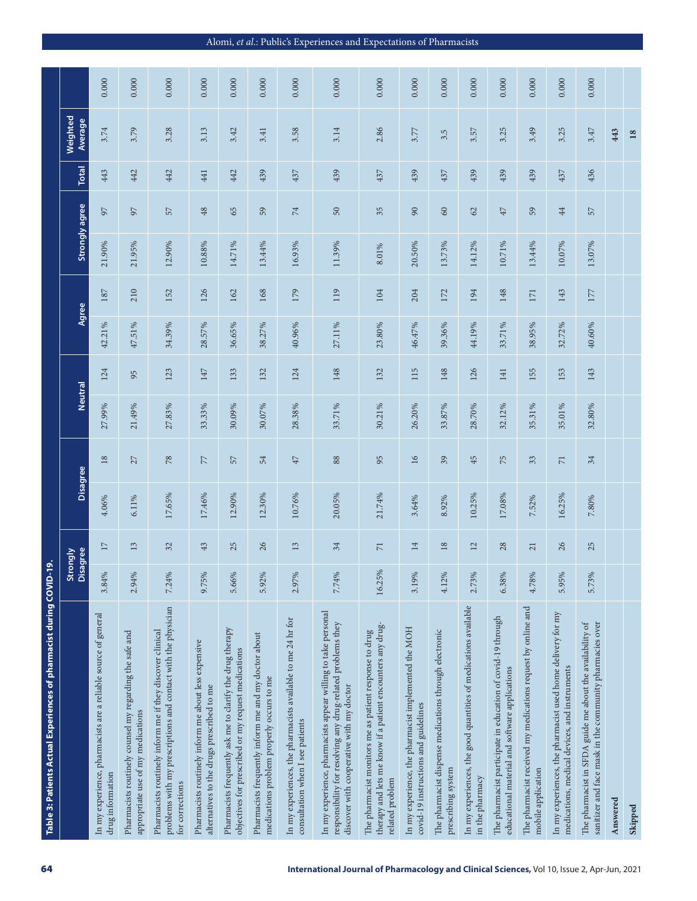**Table 3: Patients Actual Experiences of pharmacist during COVID-19.**

| | Strongly Disagree | | Disagree | | Neutral | | Agree | | Strongly agree | | Total | Weighted Average | |
|---|---|---|---|---|---|---|---|---|---|---|---|---|---|
| In my experience, pharmacists are a reliable source of general drug information | 3.84% | 17 | 4.06% | 18 | 27.99% | 124 | 42.21% | 187 | 21.90% | 97 | 443 | 3.74 | 0.000 |
| Pharmacists routinely counsel my regarding the safe and appropriate use of my medications | 2.94% | 13 | 6.11% | 27 | 21.49% | 95 | 47.51% | 210 | 21.95% | 97 | 442 | 3.79 | 0.000 |
| Pharmacists routinely inform me if they discover clinical problems with my prescriptions and contact with the physician for corrections | 7.24% | 32 | 17.65% | 78 | 27.83% | 123 | 34.39% | 152 | 12.90% | 57 | 442 | 3.28 | 0.000 |
| Pharmacists routinely inform me about less expensive alternatives to the drugs prescribed to me | 9.75% | 43 | 17.46% | 77 | 33.33% | 147 | 28.57% | 126 | 10.88% | 48 | 441 | 3.13 | 0.000 |
| Pharmacists frequently ask me to clarify the drug therapy objectives for prescribed or my request medications | 5.66% | 25 | 12.90% | 57 | 30.09% | 133 | 36.65% | 162 | 14.71% | 65 | 442 | 3.42 | 0.000 |
| Pharmacists frequently inform me and my doctor about medications problem properly occurs to me | 5.92% | 26 | 12.30% | 54 | 30.07% | 132 | 38.27% | 168 | 13.44% | 59 | 439 | 3.41 | 0.000 |
| In my experiences, the pharmacists available to me 24 hr for consultation when I see patients | 2.97% | 13 | 10.76% | 47 | 28.38% | 124 | 40.96% | 179 | 16.93% | 74 | 437 | 3.58 | 0.000 |
| In my experience, pharmacists appear willing to take personal responsibility for resolving any drug-related problems they discover with cooperative with my doctor | 7.74% | 34 | 20.05% | 88 | 33.71% | 148 | 27.11% | 119 | 11.39% | 50 | 439 | 3.14 | 0.000 |
| The pharmacist monitors me as patient response to drug therapy and lets me know if a patient encounters any drug-related problem | 16.25% | 71 | 21.74% | 95 | 30.21% | 132 | 23.80% | 104 | 8.01% | 35 | 437 | 2.86 | 0.000 |
| In my experience, the pharmacist implemented the MOH covid-19 instructions and guidelines | 3.19% | 14 | 3.64% | 16 | 26.20% | 115 | 46.47% | 204 | 20.50% | 90 | 439 | 3.77 | 0.000 |
| The pharmacist dispense medications through electronic prescribing system | 4.12% | 18 | 8.92% | 39 | 33.87% | 148 | 39.36% | 172 | 13.73% | 60 | 437 | 3.5 | 0.000 |
| In my experiences, the good quantities of medications available in the pharmacy | 2.73% | 12 | 10.25% | 45 | 28.70% | 126 | 44.19% | 194 | 14.12% | 62 | 439 | 3.57 | 0.000 |
| The pharmacist participate in education of covid-19 through educational material and software applications | 6.38% | 28 | 17.08% | 75 | 32.12% | 141 | 33.71% | 148 | 10.71% | 47 | 439 | 3.25 | 0.000 |
| The pharmacist received my medications request by online and mobile application | 4.78% | 21 | 7.52% | 33 | 35.31% | 155 | 38.95% | 171 | 13.44% | 59 | 439 | 3.49 | 0.000 |
| In my experiences, the pharmacist used home delivery for my medications, medical devices, and instruments | 5.95% | 26 | 16.25% | 71 | 35.01% | 153 | 32.72% | 143 | 10.07% | 44 | 437 | 3.25 | 0.000 |
| The pharmacist in SFDA guide me about the availability of sanitizer and face mask in the community pharmacies over | 5.73% | 25 | 7.80% | 34 | 32.80% | 143 | 40.60% | 177 | 13.07% | 57 | 436 | 3.47 | 0.000 |
| **Answered** | | | | | | | | | | | | **443** | |
| **Skipped** | | | | | | | | | | | | **18** | |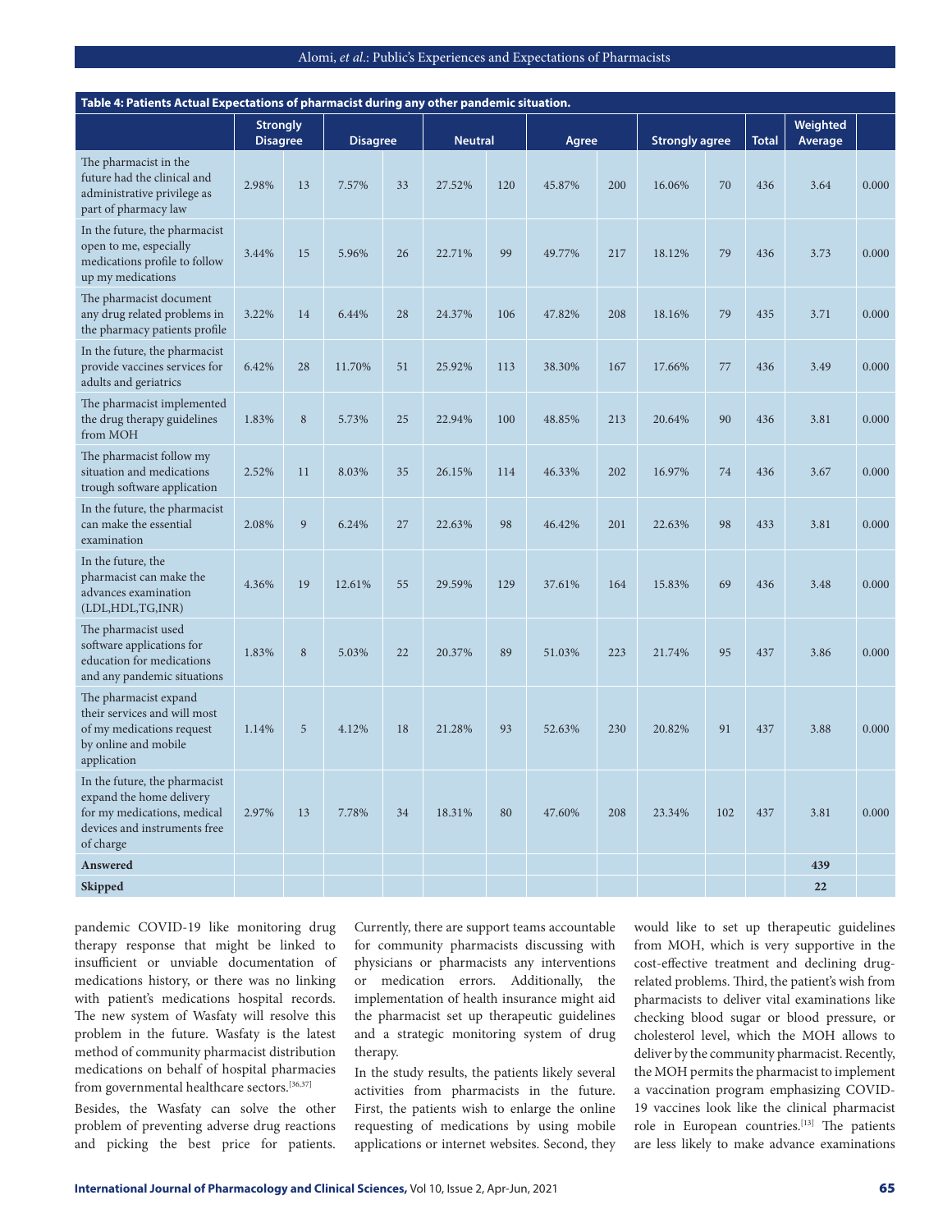**Table 4: Patients Actual Expectations of pharmacist during any other pandemic situation.**

| | Strongly Disagree | | Disagree | | Neutral | | Agree | | Strongly agree | | Total | Weighted Average | |
|---|---|---|---|---|---|---|---|---|---|---|---|---|---|
| The pharmacist in the future had the clinical and administrative privilege as part of pharmacy law | 2.98% | 13 | 7.57% | 33 | 27.52% | 120 | 45.87% | 200 | 16.06% | 70 | 436 | 3.64 | 0.000 |
| In the future, the pharmacist open to me, especially medications profile to follow up my medications | 3.44% | 15 | 5.96% | 26 | 22.71% | 99 | 49.77% | 217 | 18.12% | 79 | 436 | 3.73 | 0.000 |
| The pharmacist document any drug related problems in the pharmacy patients profile | 3.22% | 14 | 6.44% | 28 | 24.37% | 106 | 47.82% | 208 | 18.16% | 79 | 435 | 3.71 | 0.000 |
| In the future, the pharmacist provide vaccines services for adults and geriatrics | 6.42% | 28 | 11.70% | 51 | 25.92% | 113 | 38.30% | 167 | 17.66% | 77 | 436 | 3.49 | 0.000 |
| The pharmacist implemented the drug therapy guidelines from MOH | 1.83% | 8 | 5.73% | 25 | 22.94% | 100 | 48.85% | 213 | 20.64% | 90 | 436 | 3.81 | 0.000 |
| The pharmacist follow my situation and medications trough software application | 2.52% | 11 | 8.03% | 35 | 26.15% | 114 | 46.33% | 202 | 16.97% | 74 | 436 | 3.67 | 0.000 |
| In the future, the pharmacist can make the essential examination | 2.08% | 9 | 6.24% | 27 | 22.63% | 98 | 46.42% | 201 | 22.63% | 98 | 433 | 3.81 | 0.000 |
| In the future, the pharmacist can make the advances examination (LDL,HDL,TG,INR) | 4.36% | 19 | 12.61% | 55 | 29.59% | 129 | 37.61% | 164 | 15.83% | 69 | 436 | 3.48 | 0.000 |
| The pharmacist used software applications for education for medications and any pandemic situations | 1.83% | 8 | 5.03% | 22 | 20.37% | 89 | 51.03% | 223 | 21.74% | 95 | 437 | 3.86 | 0.000 |
| The pharmacist expand their services and will most of my medications request by online and mobile application | 1.14% | 5 | 4.12% | 18 | 21.28% | 93 | 52.63% | 230 | 20.82% | 91 | 437 | 3.88 | 0.000 |
| In the future, the pharmacist expand the home delivery for my medications, medical devices and instruments free of charge | 2.97% | 13 | 7.78% | 34 | 18.31% | 80 | 47.60% | 208 | 23.34% | 102 | 437 | 3.81 | 0.000 |
| **Answered** | | | | | | | | | | | | **439** | |
| **Skipped** | | | | | | | | | | | | **22** | |

pandemic COVID-19 like monitoring drug therapy response that might be linked to insufficient or unviable documentation of medications history, or there was no linking with patient's medications hospital records. The new system of Wasfaty will resolve this problem in the future. Wasfaty is the latest method of community pharmacist distribution medications on behalf of hospital pharmacies from governmental healthcare sectors.[36,37]

Besides, the Wasfaty can solve the other problem of preventing adverse drug reactions and picking the best price for patients. Currently, there are support teams accountable for community pharmacists discussing with physicians or pharmacists any interventions or medication errors. Additionally, the implementation of health insurance might aid the pharmacist set up therapeutic guidelines and a strategic monitoring system of drug therapy.

In the study results, the patients likely several activities from pharmacists in the future. First, the patients wish to enlarge the online requesting of medications by using mobile applications or internet websites. Second, they would like to set up therapeutic guidelines from MOH, which is very supportive in the cost-effective treatment and declining drug-related problems. Third, the patient's wish from pharmacists to deliver vital examinations like checking blood sugar or blood pressure, or cholesterol level, which the MOH allows to deliver by the community pharmacist. Recently, the MOH permits the pharmacist to implement a vaccination program emphasizing COVID-19 vaccines look like the clinical pharmacist role in European countries.[13] The patients are less likely to make advance examinations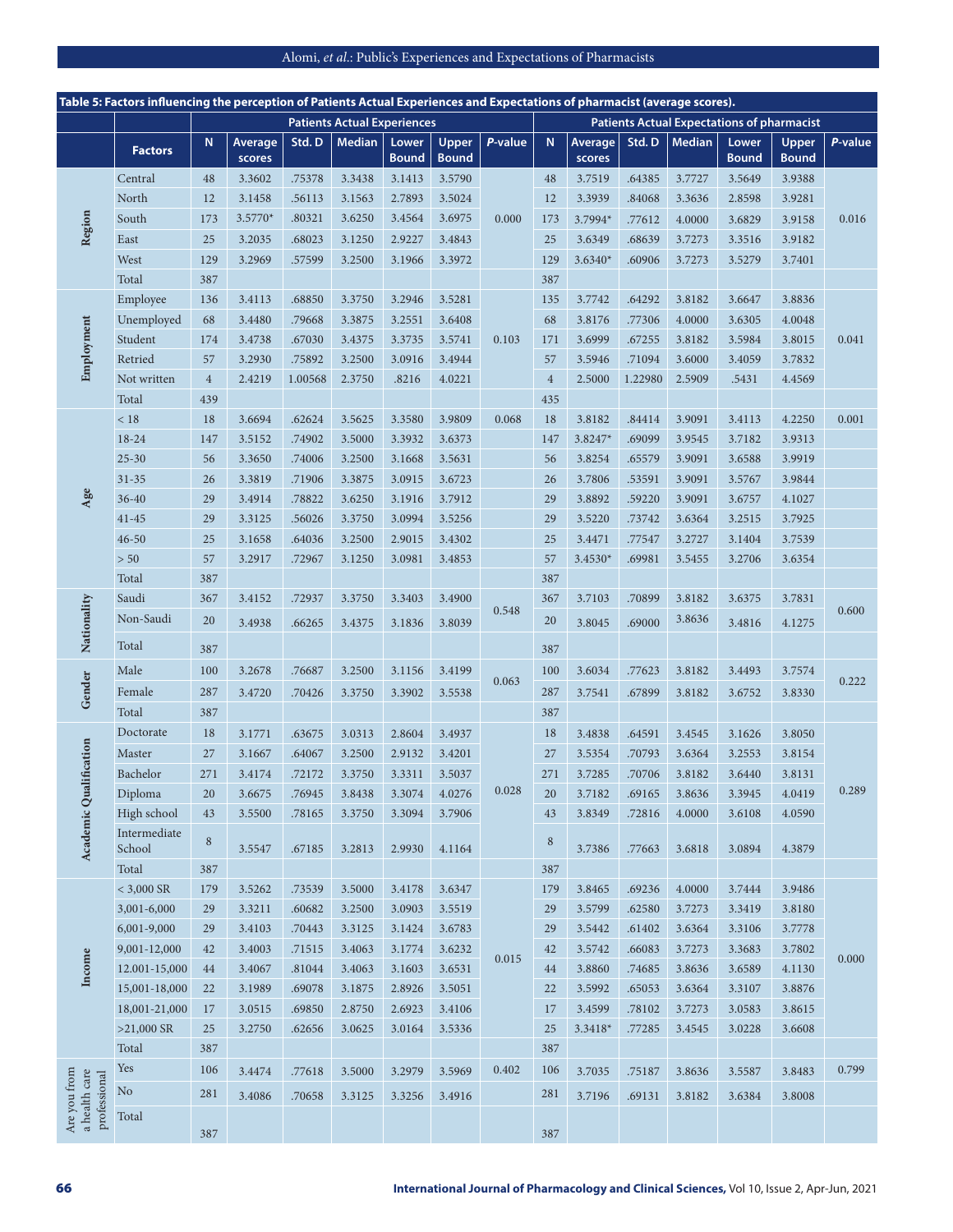**Table 5: Factors influencing the perception of Patients Actual Experiences and Expectations of pharmacist (average scores).**

| | Factors | Patients Actual Experiences | | | | | | | Patients Actual Expectations of pharmacist | | | | | | |
|---|---|---|---|---|---|---|---|---|---|---|---|---|---|---|---|
| | | N | Average scores | Std. D | Median | Lower Bound | Upper Bound | *P*-value | N | Average scores | Std. D | Median | Lower Bound | Upper Bound | *P*-value |
| Region | Central | 48 | 3.3602 | .75378 | 3.3438 | 3.1413 | 3.5790 | 0.000 | 48 | 3.7519 | .64385 | 3.7727 | 3.5649 | 3.9388 | 0.016 |
| | North | 12 | 3.1458 | .56113 | 3.1563 | 2.7893 | 3.5024 | | 12 | 3.3939 | .84068 | 3.3636 | 2.8598 | 3.9281 | |
| | South | 173 | 3.5770* | .80321 | 3.6250 | 3.4564 | 3.6975 | | 173 | 3.7994* | .77612 | 4.0000 | 3.6829 | 3.9158 | |
| | East | 25 | 3.2035 | .68023 | 3.1250 | 2.9227 | 3.4843 | | 25 | 3.6349 | .68639 | 3.7273 | 3.3516 | 3.9182 | |
| | West | 129 | 3.2969 | .57599 | 3.2500 | 3.1966 | 3.3972 | | 129 | 3.6340* | .60906 | 3.7273 | 3.5279 | 3.7401 | |
| | Total | 387 | | | | | | | 387 | | | | | | |
| Employment | Employee | 136 | 3.4113 | .68850 | 3.3750 | 3.2946 | 3.5281 | 0.103 | 135 | 3.7742 | .64292 | 3.8182 | 3.6647 | 3.8836 | 0.041 |
| | Unemployed | 68 | 3.4480 | .79668 | 3.3875 | 3.2551 | 3.6408 | | 68 | 3.8176 | .77306 | 4.0000 | 3.6305 | 4.0048 | |
| | Student | 174 | 3.4738 | .67030 | 3.4375 | 3.3735 | 3.5741 | | 171 | 3.6999 | .67255 | 3.8182 | 3.5984 | 3.8015 | |
| | Retried | 57 | 3.2930 | .75892 | 3.2500 | 3.0916 | 3.4944 | | 57 | 3.5946 | .71094 | 3.6000 | 3.4059 | 3.7832 | |
| | Not written | 4 | 2.4219 | 1.00568 | 2.3750 | .8216 | 4.0221 | | 4 | 2.5000 | 1.22980 | 2.5909 | .5431 | 4.4569 | |
| | Total | 439 | | | | | | | 435 | | | | | | |
| Age | < 18 | 18 | 3.6694 | .62624 | 3.5625 | 3.3580 | 3.9809 | 0.068 | 18 | 3.8182 | .84414 | 3.9091 | 3.4113 | 4.2250 | 0.001 |
| | 18-24 | 147 | 3.5152 | .74902 | 3.5000 | 3.3932 | 3.6373 | | 147 | 3.8247* | .69099 | 3.9545 | 3.7182 | 3.9313 | |
| | 25-30 | 56 | 3.3650 | .74006 | 3.2500 | 3.1668 | 3.5631 | | 56 | 3.8254 | .65579 | 3.9091 | 3.6588 | 3.9919 | |
| | 31-35 | 26 | 3.3819 | .71906 | 3.3875 | 3.0915 | 3.6723 | | 26 | 3.7806 | .53591 | 3.9091 | 3.5767 | 3.9844 | |
| | 36-40 | 29 | 3.4914 | .78822 | 3.6250 | 3.1916 | 3.7912 | | 29 | 3.8892 | .59220 | 3.9091 | 3.6757 | 4.1027 | |
| | 41-45 | 29 | 3.3125 | .56026 | 3.3750 | 3.0994 | 3.5256 | | 29 | 3.5220 | .73742 | 3.6364 | 3.2515 | 3.7925 | |
| | 46-50 | 25 | 3.1658 | .64036 | 3.2500 | 2.9015 | 3.4302 | | 25 | 3.4471 | .77547 | 3.2727 | 3.1404 | 3.7539 | |
| | > 50 | 57 | 3.2917 | .72967 | 3.1250 | 3.0981 | 3.4853 | | 57 | 3.4530* | .69981 | 3.5455 | 3.2706 | 3.6354 | |
| | Total | 387 | | | | | | | 387 | | | | | | |
| Nationality | Saudi | 367 | 3.4152 | .72937 | 3.3750 | 3.3403 | 3.4900 | 0.548 | 367 | 3.7103 | .70899 | 3.8182 | 3.6375 | 3.7831 | 0.600 |
| | Non-Saudi | 20 | 3.4938 | .66265 | 3.4375 | 3.1836 | 3.8039 | | 20 | 3.8045 | .69000 | 3.8636 | 3.4816 | 4.1275 | |
| | Total | 387 | | | | | | | 387 | | | | | | |
| Gender | Male | 100 | 3.2678 | .76687 | 3.2500 | 3.1156 | 3.4199 | 0.063 | 100 | 3.6034 | .77623 | 3.8182 | 3.4493 | 3.7574 | 0.222 |
| | Female | 287 | 3.4720 | .70426 | 3.3750 | 3.3902 | 3.5538 | | 287 | 3.7541 | .67899 | 3.8182 | 3.6752 | 3.8330 | |
| | Total | 387 | | | | | | | 387 | | | | | | |
| Academic Qualification | Doctorate | 18 | 3.1771 | .63675 | 3.0313 | 2.8604 | 3.4937 | 0.028 | 18 | 3.4838 | .64591 | 3.4545 | 3.1626 | 3.8050 | 0.289 |
| | Master | 27 | 3.1667 | .64067 | 3.2500 | 2.9132 | 3.4201 | | 27 | 3.5354 | .70793 | 3.6364 | 3.2553 | 3.8154 | |
| | Bachelor | 271 | 3.4174 | .72172 | 3.3750 | 3.3311 | 3.5037 | | 271 | 3.7285 | .70706 | 3.8182 | 3.6440 | 3.8131 | |
| | Diploma | 20 | 3.6675 | .76945 | 3.8438 | 3.3074 | 4.0276 | | 20 | 3.7182 | .69165 | 3.8636 | 3.3945 | 4.0419 | |
| | High school | 43 | 3.5500 | .78165 | 3.3750 | 3.3094 | 3.7906 | | 43 | 3.8349 | .72816 | 4.0000 | 3.6108 | 4.0590 | |
| | Intermediate School | 8 | 3.5547 | .67185 | 3.2813 | 2.9930 | 4.1164 | | 8 | 3.7386 | .77663 | 3.6818 | 3.0894 | 4.3879 | |
| | Total | 387 | | | | | | | 387 | | | | | | |
| Income | < 3,000 SR | 179 | 3.5262 | .73539 | 3.5000 | 3.4178 | 3.6347 | 0.015 | 179 | 3.8465 | .69236 | 4.0000 | 3.7444 | 3.9486 | 0.000 |
| | 3,001-6,000 | 29 | 3.3211 | .60682 | 3.2500 | 3.0903 | 3.5519 | | 29 | 3.5799 | .62580 | 3.7273 | 3.3419 | 3.8180 | |
| | 6,001-9,000 | 29 | 3.4103 | .70443 | 3.3125 | 3.1424 | 3.6783 | | 29 | 3.5442 | .61402 | 3.6364 | 3.3106 | 3.7778 | |
| | 9,001-12,000 | 42 | 3.4003 | .71515 | 3.4063 | 3.1774 | 3.6232 | | 42 | 3.5742 | .66083 | 3.7273 | 3.3683 | 3.7802 | |
| | 12.001-15,000 | 44 | 3.4067 | .81044 | 3.4063 | 3.1603 | 3.6531 | | 44 | 3.8860 | .74685 | 3.8636 | 3.6589 | 4.1130 | |
| | 15,001-18,000 | 22 | 3.1989 | .69078 | 3.1875 | 2.8926 | 3.5051 | | 22 | 3.5992 | .65053 | 3.6364 | 3.3107 | 3.8876 | |
| | 18,001-21,000 | 17 | 3.0515 | .69850 | 2.8750 | 2.6923 | 3.4106 | | 17 | 3.4599 | .78102 | 3.7273 | 3.0583 | 3.8615 | |
| | >21,000 SR | 25 | 3.2750 | .62656 | 3.0625 | 3.0164 | 3.5336 | | 25 | 3.3418* | .77285 | 3.4545 | 3.0228 | 3.6608 | |
| | Total | 387 | | | | | | | 387 | | | | | | |
| Are you from a health care professional | Yes | 106 | 3.4474 | .77618 | 3.5000 | 3.2979 | 3.5969 | 0.402 | 106 | 3.7035 | .75187 | 3.8636 | 3.5587 | 3.8483 | 0.799 |
| | No | 281 | 3.4086 | .70658 | 3.3125 | 3.3256 | 3.4916 | | 281 | 3.7196 | .69131 | 3.8182 | 3.6384 | 3.8008 | |
| | Total | 387 | | | | | | | 387 | | | | | | |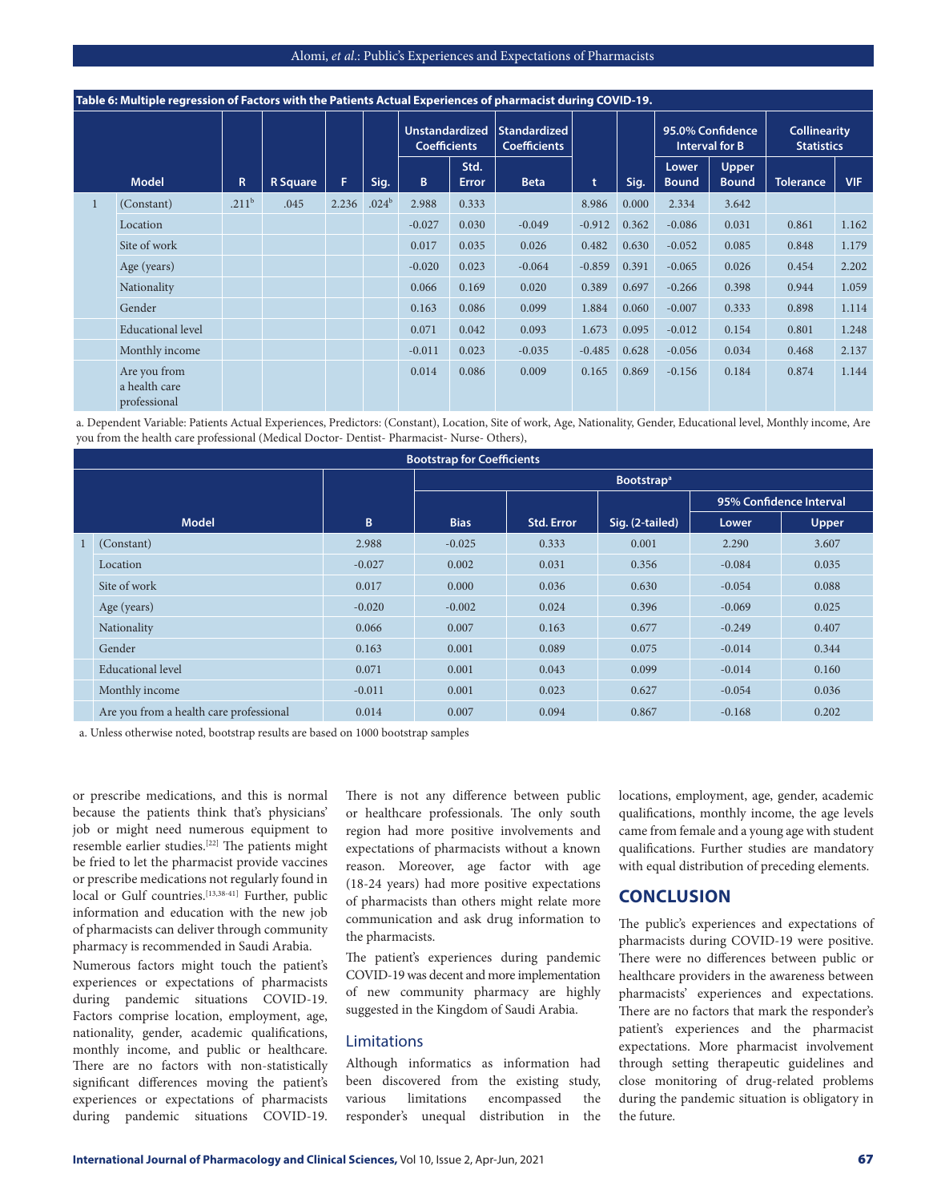**Table 6: Multiple regression of Factors with the Patients Actual Experiences of pharmacist during COVID-19.**

| Model | | R | R Square | F | Sig. | Unstandardized Coefficients | | Standardized Coefficients | t | Sig. | 95.0% Confidence Interval for B | | Collinearity Statistics | |
|---|---|---|---|---|---|---|---|---|---|---|---|---|---|---|
| | | | | | | B | Std. Error | Beta | | | Lower Bound | Upper Bound | Tolerance | VIF |
| 1 | (Constant) | .211[b] | .045 | 2.236 | .024[b] | 2.988 | 0.333 | | 8.986 | 0.000 | 2.334 | 3.642 | | |
| | Location | | | | | -0.027 | 0.030 | -0.049 | -0.912 | 0.362 | -0.086 | 0.031 | 0.861 | 1.162 |
| | Site of work | | | | | 0.017 | 0.035 | 0.026 | 0.482 | 0.630 | -0.052 | 0.085 | 0.848 | 1.179 |
| | Age (years) | | | | | -0.020 | 0.023 | -0.064 | -0.859 | 0.391 | -0.065 | 0.026 | 0.454 | 2.202 |
| | Nationality | | | | | 0.066 | 0.169 | 0.020 | 0.389 | 0.697 | -0.266 | 0.398 | 0.944 | 1.059 |
| | Gender | | | | | 0.163 | 0.086 | 0.099 | 1.884 | 0.060 | -0.007 | 0.333 | 0.898 | 1.114 |
| | Educational level | | | | | 0.071 | 0.042 | 0.093 | 1.673 | 0.095 | -0.012 | 0.154 | 0.801 | 1.248 |
| | Monthly income | | | | | -0.011 | 0.023 | -0.035 | -0.485 | 0.628 | -0.056 | 0.034 | 0.468 | 2.137 |
| | Are you from a health care professional | | | | | 0.014 | 0.086 | 0.009 | 0.165 | 0.869 | -0.156 | 0.184 | 0.874 | 1.144 |

a. Dependent Variable: Patients Actual Experiences, Predictors: (Constant), Location, Site of work, Age, Nationality, Gender, Educational level, Monthly income, Are you from the health care professional (Medical Doctor- Dentist- Pharmacist- Nurse- Others),

**Bootstrap for Coefficients**

| Model | | B | Bootstrap[a] | | | | |
|---|---|---|---|---|---|---|---|
| | | | | | | 95% Confidence Interval | |
| | | | Bias | Std. Error | Sig. (2-tailed) | Lower | Upper |
| 1 | (Constant) | 2.988 | -0.025 | 0.333 | 0.001 | 2.290 | 3.607 |
| | Location | -0.027 | 0.002 | 0.031 | 0.356 | -0.084 | 0.035 |
| | Site of work | 0.017 | 0.000 | 0.036 | 0.630 | -0.054 | 0.088 |
| | Age (years) | -0.020 | -0.002 | 0.024 | 0.396 | -0.069 | 0.025 |
| | Nationality | 0.066 | 0.007 | 0.163 | 0.677 | -0.249 | 0.407 |
| | Gender | 0.163 | 0.001 | 0.089 | 0.075 | -0.014 | 0.344 |
| | Educational level | 0.071 | 0.001 | 0.043 | 0.099 | -0.014 | 0.160 |
| | Monthly income | -0.011 | 0.001 | 0.023 | 0.627 | -0.054 | 0.036 |
| | Are you from a health care professional | 0.014 | 0.007 | 0.094 | 0.867 | -0.168 | 0.202 |

a. Unless otherwise noted, bootstrap results are based on 1000 bootstrap samples

or prescribe medications, and this is normal because the patients think that's physicians' job or might need numerous equipment to resemble earlier studies.[22] The patients might be fried to let the pharmacist provide vaccines or prescribe medications not regularly found in local or Gulf countries.[13,38-41] Further, public information and education with the new job of pharmacists can deliver through community pharmacy is recommended in Saudi Arabia.

Numerous factors might touch the patient's experiences or expectations of pharmacists during pandemic situations COVID-19. Factors comprise location, employment, age, nationality, gender, academic qualifications, monthly income, and public or healthcare. There are no factors with non-statistically significant differences moving the patient's experiences or expectations of pharmacists during pandemic situations COVID-19. There is not any difference between public or healthcare professionals. The only south region had more positive involvements and expectations of pharmacists without a known reason. Moreover, age factor with age (18-24 years) had more positive expectations of pharmacists than others might relate more communication and ask drug information to the pharmacists.

The patient's experiences during pandemic COVID-19 was decent and more implementation of new community pharmacy are highly suggested in the Kingdom of Saudi Arabia.

### Limitations

Although informatics as information had been discovered from the existing study, various limitations encompassed the responder's unequal distribution in the locations, employment, age, gender, academic qualifications, monthly income, the age levels came from female and a young age with student qualifications. Further studies are mandatory with equal distribution of preceding elements.

## CONCLUSION

The public's experiences and expectations of pharmacists during COVID-19 were positive. There were no differences between public or healthcare providers in the awareness between pharmacists' experiences and expectations. There are no factors that mark the responder's patient's experiences and the pharmacist expectations. More pharmacist involvement through setting therapeutic guidelines and close monitoring of drug-related problems during the pandemic situation is obligatory in the future.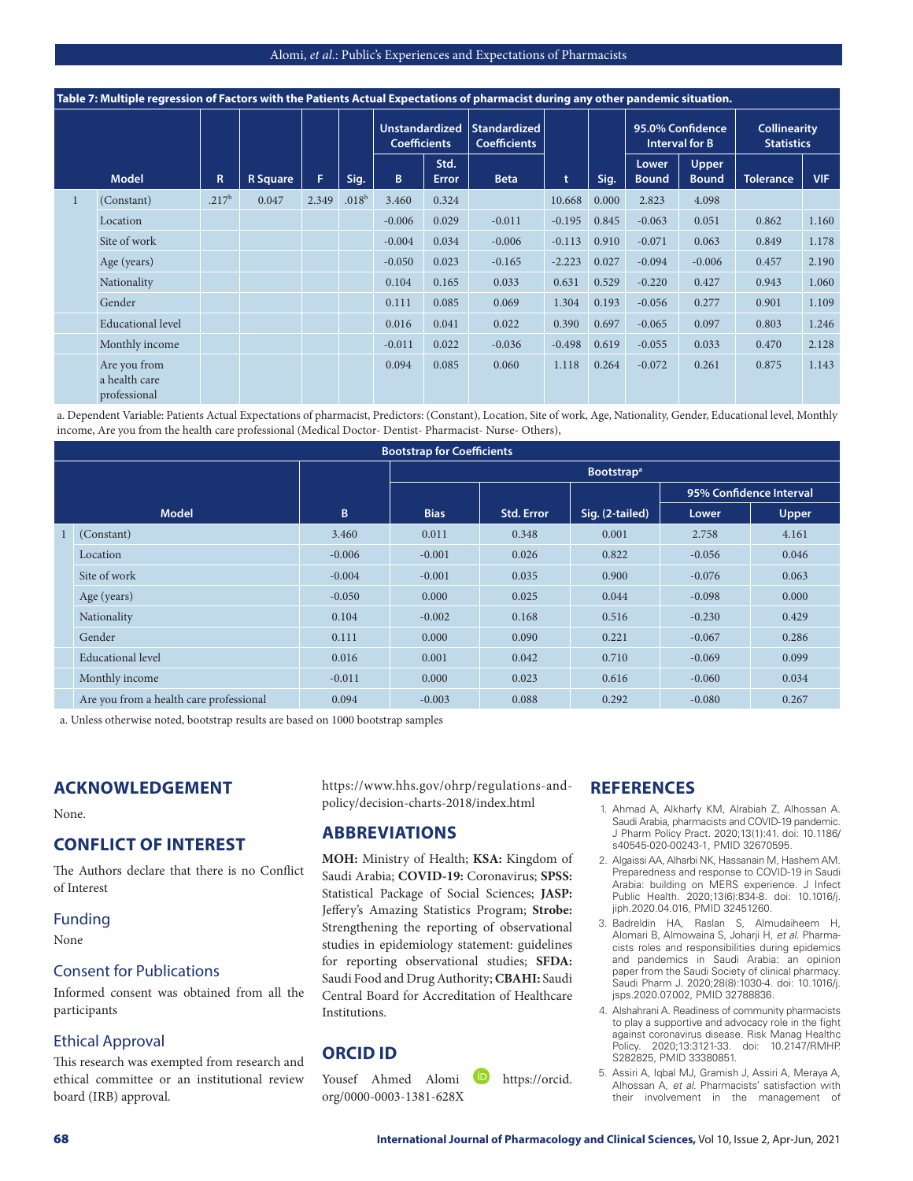**Table 7: Multiple regression of Factors with the Patients Actual Expectations of pharmacist during any other pandemic situation.**

| | Model | R | R Square | F | Sig. | Unstandardized Coefficients | | Standardized Coefficients | t | Sig. | 95.0% Confidence Interval for B | | Collinearity Statistics | |
|---|---|---|---|---|---|---|---|---|---|---|---|---|---|---|
| | | | | | | B | Std. Error | Beta | | | Lower Bound | Upper Bound | Tolerance | VIF |
| 1 | (Constant) | .217[b] | 0.047 | 2.349 | .018[b] | 3.460 | 0.324 | | 10.668 | 0.000 | 2.823 | 4.098 | | |
| | Location | | | | | -0.006 | 0.029 | -0.011 | -0.195 | 0.845 | -0.063 | 0.051 | 0.862 | 1.160 |
| | Site of work | | | | | -0.004 | 0.034 | -0.006 | -0.113 | 0.910 | -0.071 | 0.063 | 0.849 | 1.178 |
| | Age (years) | | | | | -0.050 | 0.023 | -0.165 | -2.223 | 0.027 | -0.094 | -0.006 | 0.457 | 2.190 |
| | Nationality | | | | | 0.104 | 0.165 | 0.033 | 0.631 | 0.529 | -0.220 | 0.427 | 0.943 | 1.060 |
| | Gender | | | | | 0.111 | 0.085 | 0.069 | 1.304 | 0.193 | -0.056 | 0.277 | 0.901 | 1.109 |
| | Educational level | | | | | 0.016 | 0.041 | 0.022 | 0.390 | 0.697 | -0.065 | 0.097 | 0.803 | 1.246 |
| | Monthly income | | | | | -0.011 | 0.022 | -0.036 | -0.498 | 0.619 | -0.055 | 0.033 | 0.470 | 2.128 |
| | Are you from a health care professional | | | | | 0.094 | 0.085 | 0.060 | 1.118 | 0.264 | -0.072 | 0.261 | 0.875 | 1.143 |

a. Dependent Variable: Patients Actual Expectations of pharmacist, Predictors: (Constant), Location, Site of work, Age, Nationality, Gender, Educational level, Monthly income, Are you from the health care professional (Medical Doctor- Dentist- Pharmacist- Nurse- Others),

**Bootstrap for Coefficients**

| | Model | B | Bootstrap[a] | | | | |
|---|---|---|---|---|---|---|---|
| | | | | | | 95% Confidence Interval | |
| | | | Bias | Std. Error | Sig. (2-tailed) | Lower | Upper |
| 1 | (Constant) | 3.460 | 0.011 | 0.348 | 0.001 | 2.758 | 4.161 |
| | Location | -0.006 | -0.001 | 0.026 | 0.822 | -0.056 | 0.046 |
| | Site of work | -0.004 | -0.001 | 0.035 | 0.900 | -0.076 | 0.063 |
| | Age (years) | -0.050 | 0.000 | 0.025 | 0.044 | -0.098 | 0.000 |
| | Nationality | 0.104 | -0.002 | 0.168 | 0.516 | -0.230 | 0.429 |
| | Gender | 0.111 | 0.000 | 0.090 | 0.221 | -0.067 | 0.286 |
| | Educational level | 0.016 | 0.001 | 0.042 | 0.710 | -0.069 | 0.099 |
| | Monthly income | -0.011 | 0.000 | 0.023 | 0.616 | -0.060 | 0.034 |
| | Are you from a health care professional | 0.094 | -0.003 | 0.088 | 0.292 | -0.080 | 0.267 |

a. Unless otherwise noted, bootstrap results are based on 1000 bootstrap samples

## ACKNOWLEDGEMENT

None.

## CONFLICT OF INTEREST

The Authors declare that there is no Conflict of Interest

### Funding

None

### Consent for Publications

Informed consent was obtained from all the participants

### Ethical Approval

This research was exempted from research and ethical committee or an institutional review board (IRB) approval.

https://www.hhs.gov/ohrp/regulations-and-policy/decision-charts-2018/index.html

## ABBREVIATIONS

**MOH:** Ministry of Health; **KSA:** Kingdom of Saudi Arabia; **COVID-19:** Coronavirus; **SPSS:** Statistical Package of Social Sciences; **JASP:** Jeffery's Amazing Statistics Program; **Strobe:** Strengthening the reporting of observational studies in epidemiology statement: guidelines for reporting observational studies; **SFDA:** Saudi Food and Drug Authority; **CBAHI:** Saudi Central Board for Accreditation of Healthcare Institutions.

## ORCID ID

Yousef Ahmed Alomi https://orcid.org/0000-0003-1381-628X

## REFERENCES

1. Ahmad A, Alkharfy KM, Alrabiah Z, Alhossan A. Saudi Arabia, pharmacists and COVID-19 pandemic. J Pharm Policy Pract. 2020;13(1):41. doi: 10.1186/s40545-020-00243-1, PMID 32670595.
2. Algaissi AA, Alharbi NK, Hassanain M, Hashem AM. Preparedness and response to COVID-19 in Saudi Arabia: building on MERS experience. J Infect Public Health. 2020;13(6):834-8. doi: 10.1016/j.jiph.2020.04.016, PMID 32451260.
3. Badreldin HA, Raslan S, Almudaiheem H, Alomari B, Almowaina S, Joharji H, *et al.* Pharmacists roles and responsibilities during epidemics and pandemics in Saudi Arabia: an opinion paper from the Saudi Society of clinical pharmacy. Saudi Pharm J. 2020;28(8):1030-4. doi: 10.1016/j.jsps.2020.07.002, PMID 32788836.
4. Alshahrani A. Readiness of community pharmacists to play a supportive and advocacy role in the fight against coronavirus disease. Risk Manag Healthc Policy. 2020;13:3121-33. doi: 10.2147/RMHP.S282825, PMID 33380851.
5. Assiri A, Iqbal MJ, Gramish J, Assiri A, Meraya A, Alhossan A, *et al.* Pharmacists' satisfaction with their involvement in the management of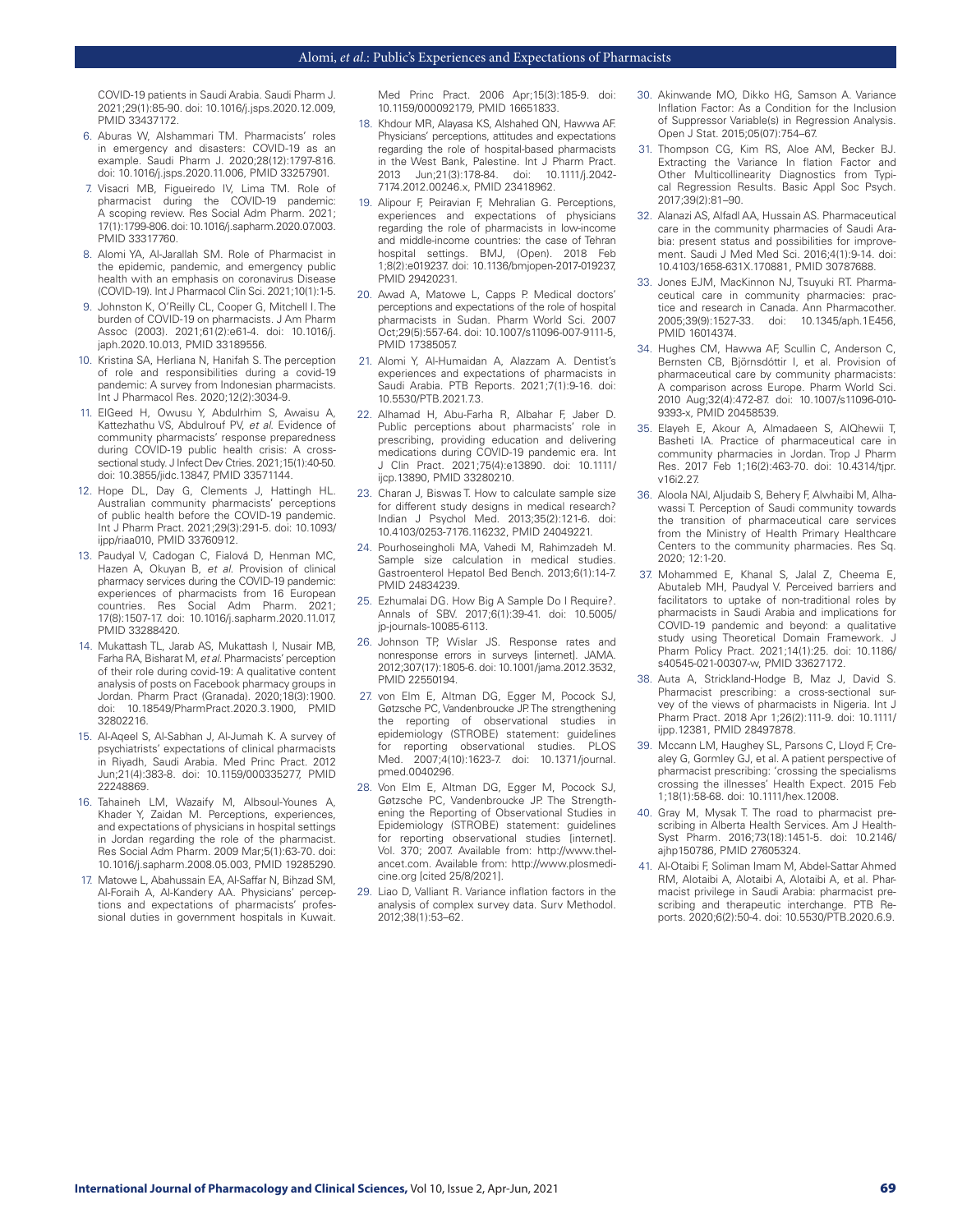COVID-19 patients in Saudi Arabia. Saudi Pharm J. 2021;29(1):85-90. doi: 10.1016/j.jsps.2020.12.009, PMID 33437172.

6. Aburas W, Alshammari TM. Pharmacists' roles in emergency and disasters: COVID-19 as an example. Saudi Pharm J. 2020;28(12):1797-816. doi: 10.1016/j.jsps.2020.11.006, PMID 33257901.
7. Visacri MB, Figueiredo IV, Lima TM. Role of pharmacist during the COVID-19 pandemic: A scoping review. Res Social Adm Pharm. 2021; 17(1):1799-806. doi: 10.1016/j.sapharm.2020.07.003. PMID 33317760.
8. Alomi YA, Al-Jarallah SM. Role of Pharmacist in the epidemic, pandemic, and emergency public health with an emphasis on coronavirus Disease (COVID-19). Int J Pharmacol Clin Sci. 2021;10(1):1-5.
9. Johnston K, O'Reilly CL, Cooper G, Mitchell I. The burden of COVID-19 on pharmacists. J Am Pharm Assoc (2003). 2021;61(2):e61-4. doi: 10.1016/j.japh.2020.10.013, PMID 33189556.
10. Kristina SA, Herliana N, Hanifah S. The perception of role and responsibilities during a covid-19 pandemic: A survey from Indonesian pharmacists. Int J Pharmacol Res. 2020;12(2):3034-9.
11. ElGeed H, Owusu Y, Abdulrhim S, Awaisu A, Kattezhathu VS, Abdulrouf PV, *et al.* Evidence of community pharmacists' response preparedness during COVID-19 public health crisis: A cross-sectional study. J Infect Dev Ctries. 2021;15(1):40-50. doi: 10.3855/jidc.13847, PMID 33571144.
12. Hope DL, Day G, Clements J, Hattingh HL. Australian community pharmacists' perceptions of public health before the COVID-19 pandemic. Int J Pharm Pract. 2021;29(3):291-5. doi: 10.1093/ijpp/riaa010, PMID 33760912.
13. Paudyal V, Cadogan C, Fialová D, Henman MC, Hazen A, Okuyan B, *et al.* Provision of clinical pharmacy services during the COVID-19 pandemic: experiences of pharmacists from 16 European countries. Res Social Adm Pharm. 2021; 17(8):1507-17. doi: 10.1016/j.sapharm.2020.11.017, PMID 33288420.
14. Mukattash TL, Jarab AS, Mukattash I, Nusair MB, Farha RA, Bisharat M, *et al.* Pharmacists' perception of their role during covid-19: A qualitative content analysis of posts on Facebook pharmacy groups in Jordan. Pharm Pract (Granada). 2020;18(3):1900. doi: 10.18549/PharmPract.2020.3.1900, PMID 32802216.
15. Al-Aqeel S, Al-Sabhan J, Al-Jumah K. A survey of psychiatrists' expectations of clinical pharmacists in Riyadh, Saudi Arabia. Med Princ Pract. 2012 Jun;21(4):383-8. doi: 10.1159/000335277, PMID 22248869.
16. Tahaineh LM, Wazaify M, Albsoul-Younes A, Khader Y, Zaidan M. Perceptions, experiences, and expectations of physicians in hospital settings in Jordan regarding the role of the pharmacist. Res Social Adm Pharm. 2009 Mar;5(1):63-70. doi: 10.1016/j.sapharm.2008.05.003, PMID 19285290.
17. Matowe L, Abahussain EA, Al-Saffar N, Bihzad SM, Al-Foraih A, Al-Kandery AA. Physicians' perceptions and expectations of pharmacists' professional duties in government hospitals in Kuwait. Med Princ Pract. 2006 Apr;15(3):185-9. doi: 10.1159/000092179, PMID 16651833.
18. Khdour MR, Alayasa KS, Alshahed QN, Hawwa AF. Physicians' perceptions, attitudes and expectations regarding the role of hospital-based pharmacists in the West Bank, Palestine. Int J Pharm Pract. 2013 Jun;21(3):178-84. doi: 10.1111/j.2042-7174.2012.00246.x, PMID 23418962.
19. Alipour F, Peiravian F, Mehralian G. Perceptions, experiences and expectations of physicians regarding the role of pharmacists in low-income and middle-income countries: the case of Tehran hospital settings. BMJ, (Open). 2018 Feb 1;8(2):e019237. doi: 10.1136/bmjopen-2017-019237, PMID 29420231.
20. Awad A, Matowe L, Capps P. Medical doctors' perceptions and expectations of the role of hospital pharmacists in Sudan. Pharm World Sci. 2007 Oct;29(5):557-64. doi: 10.1007/s11096-007-9111-5, PMID 17385057.
21. Alomi Y, Al-Humaidan A, Alazzam A. Dentist's experiences and expectations of pharmacists in Saudi Arabia. PTB Reports. 2021;7(1):9-16. doi: 10.5530/PTB.2021.7.3.
22. Alhamad H, Abu-Farha R, Albahar F, Jaber D. Public perceptions about pharmacists' role in prescribing, providing education and delivering medications during COVID-19 pandemic era. Int J Clin Pract. 2021;75(4):e13890. doi: 10.1111/ijcp.13890, PMID 33280210.
23. Charan J, Biswas T. How to calculate sample size for different study designs in medical research? Indian J Psychol Med. 2013;35(2):121-6. doi: 10.4103/0253-7176.116232, PMID 24049221.
24. Pourhoseingholi MA, Vahedi M, Rahimzadeh M. Sample size calculation in medical studies. Gastroenterol Hepatol Bed Bench. 2013;6(1):14-7. PMID 24834239.
25. Ezhumalai DG. How Big A Sample Do I Require?. Annals of SBV. 2017;6(1):39-41. doi: 10.5005/jp-journals-10085-6113.
26. Johnson TP, Wislar JS. Response rates and nonresponse errors in surveys [internet]. JAMA. 2012;307(17):1805-6. doi: 10.1001/jama.2012.3532, PMID 22550194.
27. von Elm E, Altman DG, Egger M, Pocock SJ, Gøtzsche PC, Vandenbroucke JP. The strengthening the reporting of observational studies in epidemiology (STROBE) statement: guidelines for reporting observational studies. PLOS Med. 2007;4(10):1623-7. doi: 10.1371/journal.pmed.0040296.
28. Von Elm E, Altman DG, Egger M, Pocock SJ, Gøtzsche PC, Vandenbroucke JP. The Strengthening the Reporting of Observational Studies in Epidemiology (STROBE) statement: guidelines for reporting observational studies [internet]. Vol. 370; 2007. Available from: http://www.thelancet.com. Available from: http://www.plosmedicine.org [cited 25/8/2021].
29. Liao D, Valliant R. Variance inflation factors in the analysis of complex survey data. Surv Methodol. 2012;38(1):53–62.
30. Akinwande MO, Dikko HG, Samson A. Variance Inflation Factor: As a Condition for the Inclusion of Suppressor Variable(s) in Regression Analysis. Open J Stat. 2015;05(07):754–67.
31. Thompson CG, Kim RS, Aloe AM, Becker BJ. Extracting the Variance In flation Factor and Other Multicollinearity Diagnostics from Typical Regression Results. Basic Appl Soc Psych. 2017;39(2):81–90.
32. Alanazi AS, Alfadl AA, Hussain AS. Pharmaceutical care in the community pharmacies of Saudi Arabia: present status and possibilities for improvement. Saudi J Med Med Sci. 2016;4(1):9-14. doi: 10.4103/1658-631X.170881, PMID 30787688.
33. Jones EJM, MacKinnon NJ, Tsuyuki RT. Pharmaceutical care in community pharmacies: practice and research in Canada. Ann Pharmacother. 2005;39(9):1527-33. doi: 10.1345/aph.1E456, PMID 16014374.
34. Hughes CM, Hawwa AF, Scullin C, Anderson C, Bernsten CB, Björnsdóttir I, et al. Provision of pharmaceutical care by community pharmacists: A comparison across Europe. Pharm World Sci. 2010 Aug;32(4):472-87. doi: 10.1007/s11096-010-9393-x, PMID 20458539.
35. Elayeh E, Akour A, Almadaeen S, AlQhewii T, Basheti IA. Practice of pharmaceutical care in community pharmacies in Jordan. Trop J Pharm Res. 2017 Feb 1;16(2):463-70. doi: 10.4314/tjpr.v16i2.27.
36. Aloola NAl, Aljudaib S, Behery F, Alwhaibi M, Alhawassi T. Perception of Saudi community towards the transition of pharmaceutical care services from the Ministry of Health Primary Healthcare Centers to the community pharmacies. Res Sq. 2020; 12:1-20.
37. Mohammed E, Khanal S, Jalal Z, Cheema E, Abutaleb MH, Paudyal V. Perceived barriers and facilitators to uptake of non-traditional roles by pharmacists in Saudi Arabia and implications for COVID-19 pandemic and beyond: a qualitative study using Theoretical Domain Framework. J Pharm Policy Pract. 2021;14(1):25. doi: 10.1186/s40545-021-00307-w, PMID 33627172.
38. Auta A, Strickland-Hodge B, Maz J, David S. Pharmacist prescribing: a cross-sectional survey of the views of pharmacists in Nigeria. Int J Pharm Pract. 2018 Apr 1;26(2):111-9. doi: 10.1111/ijpp.12381, PMID 28497878.
39. Mccann LM, Haughey SL, Parsons C, Lloyd F, Crealey G, Gormley GJ, et al. A patient perspective of pharmacist prescribing: 'crossing the specialisms crossing the illnesses' Health Expect. 2015 Feb 1;18(1):58-68. doi: 10.1111/hex.12008.
40. Gray M, Mysak T. The road to pharmacist prescribing in Alberta Health Services. Am J Health-Syst Pharm. 2016;73(18):1451-5. doi: 10.2146/ajhp150786, PMID 27605324.
41. Al-Otaibi F, Soliman Imam M, Abdel-Sattar Ahmed RM, Alotaibi A, Alotaibi A, Alotaibi A, et al. Pharmacist privilege in Saudi Arabia: pharmacist prescribing and therapeutic interchange. PTB Reports. 2020;6(2):50-4. doi: 10.5530/PTB.2020.6.9.